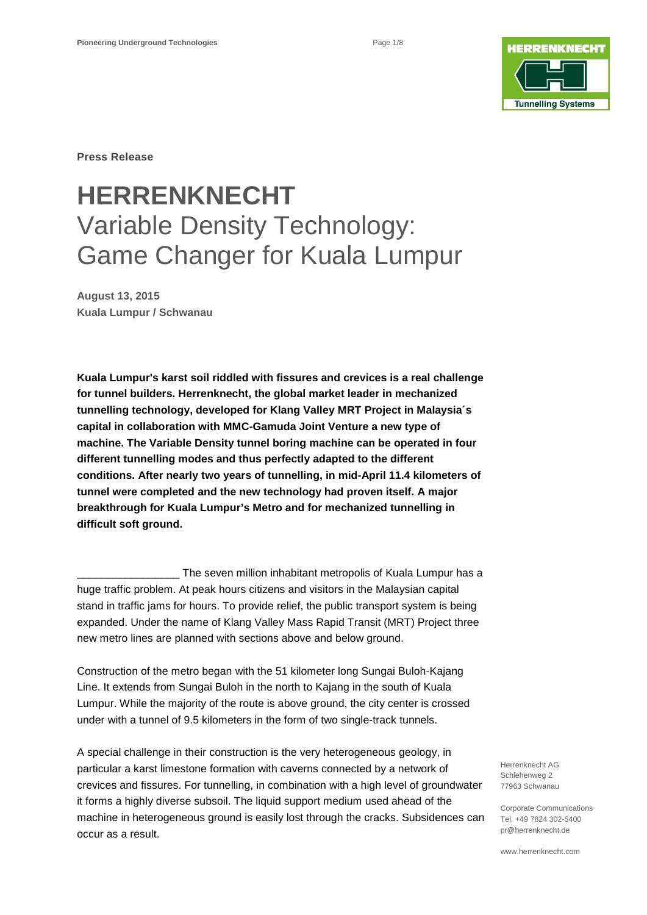**Press Release**

# HERRENKNECHT
## Variable Density Technology: Game Changer for Kuala Lumpur

**August 13, 2015**
**Kuala Lumpur / Schwanau**

**Kuala Lumpur's karst soil riddled with fissures and crevices is a real challenge for tunnel builders. Herrenknecht, the global market leader in mechanized tunnelling technology, developed for Klang Valley MRT Project in Malaysia´s capital in collaboration with MMC-Gamuda Joint Venture a new type of machine. The Variable Density tunnel boring machine can be operated in four different tunnelling modes and thus perfectly adapted to the different conditions. After nearly two years of tunnelling, in mid-April 11.4 kilometers of tunnel were completed and the new technology had proven itself. A major breakthrough for Kuala Lumpur's Metro and for mechanized tunnelling in difficult soft ground.**

_________________ The seven million inhabitant metropolis of Kuala Lumpur has a huge traffic problem. At peak hours citizens and visitors in the Malaysian capital stand in traffic jams for hours. To provide relief, the public transport system is being expanded. Under the name of Klang Valley Mass Rapid Transit (MRT) Project three new metro lines are planned with sections above and below ground.

Construction of the metro began with the 51 kilometer long Sungai Buloh-Kajang Line. It extends from Sungai Buloh in the north to Kajang in the south of Kuala Lumpur. While the majority of the route is above ground, the city center is crossed under with a tunnel of 9.5 kilometers in the form of two single-track tunnels.

A special challenge in their construction is the very heterogeneous geology, in particular a karst limestone formation with caverns connected by a network of crevices and fissures. For tunnelling, in combination with a high level of groundwater it forms a highly diverse subsoil. The liquid support medium used ahead of the machine in heterogeneous ground is easily lost through the cracks. Subsidences can occur as a result.

Herrenknecht AG
Schlehenweg 2
77963 Schwanau

Corporate Communications
Tel. +49 7824 302-5400
pr@herrenknecht.de

www.herrenknecht.com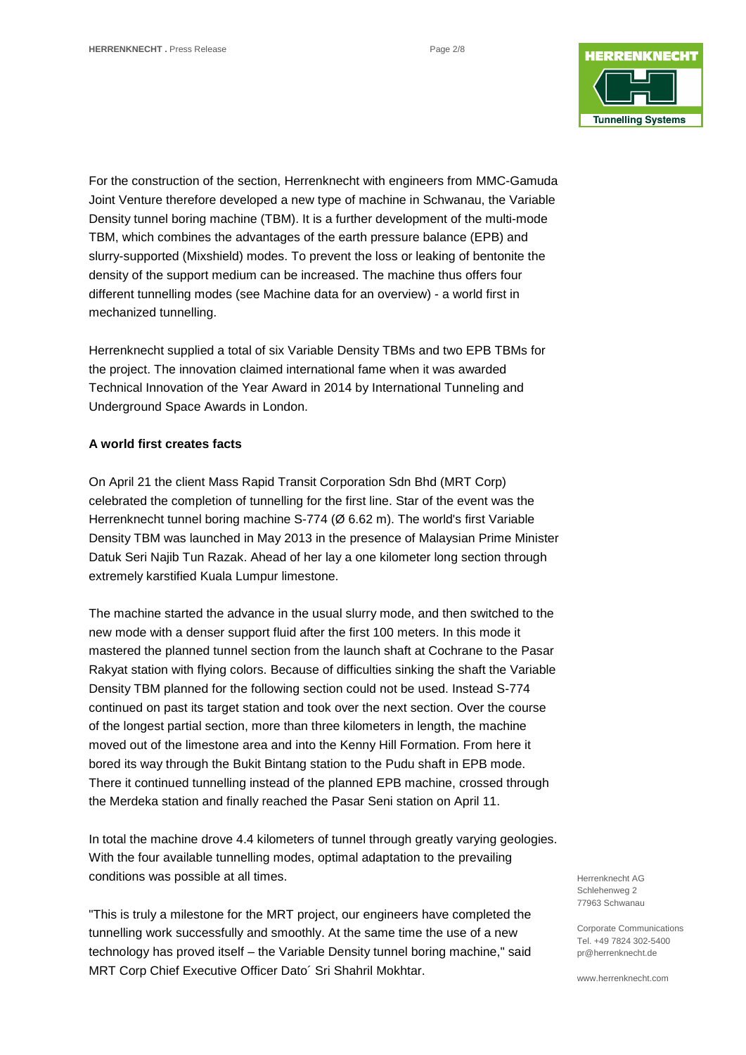For the construction of the section, Herrenknecht with engineers from MMC-Gamuda Joint Venture therefore developed a new type of machine in Schwanau, the Variable Density tunnel boring machine (TBM). It is a further development of the multi-mode TBM, which combines the advantages of the earth pressure balance (EPB) and slurry-supported (Mixshield) modes. To prevent the loss or leaking of bentonite the density of the support medium can be increased. The machine thus offers four different tunnelling modes (see Machine data for an overview) - a world first in mechanized tunnelling.

Herrenknecht supplied a total of six Variable Density TBMs and two EPB TBMs for the project. The innovation claimed international fame when it was awarded Technical Innovation of the Year Award in 2014 by International Tunneling and Underground Space Awards in London.

**A world first creates facts**

On April 21 the client Mass Rapid Transit Corporation Sdn Bhd (MRT Corp) celebrated the completion of tunnelling for the first line. Star of the event was the Herrenknecht tunnel boring machine S-774 (Ø 6.62 m). The world's first Variable Density TBM was launched in May 2013 in the presence of Malaysian Prime Minister Datuk Seri Najib Tun Razak. Ahead of her lay a one kilometer long section through extremely karstified Kuala Lumpur limestone.

The machine started the advance in the usual slurry mode, and then switched to the new mode with a denser support fluid after the first 100 meters. In this mode it mastered the planned tunnel section from the launch shaft at Cochrane to the Pasar Rakyat station with flying colors. Because of difficulties sinking the shaft the Variable Density TBM planned for the following section could not be used. Instead S-774 continued on past its target station and took over the next section. Over the course of the longest partial section, more than three kilometers in length, the machine moved out of the limestone area and into the Kenny Hill Formation. From here it bored its way through the Bukit Bintang station to the Pudu shaft in EPB mode. There it continued tunnelling instead of the planned EPB machine, crossed through the Merdeka station and finally reached the Pasar Seni station on April 11.

In total the machine drove 4.4 kilometers of tunnel through greatly varying geologies. With the four available tunnelling modes, optimal adaptation to the prevailing conditions was possible at all times.

"This is truly a milestone for the MRT project, our engineers have completed the tunnelling work successfully and smoothly. At the same time the use of a new technology has proved itself – the Variable Density tunnel boring machine," said MRT Corp Chief Executive Officer Dato´ Sri Shahril Mokhtar.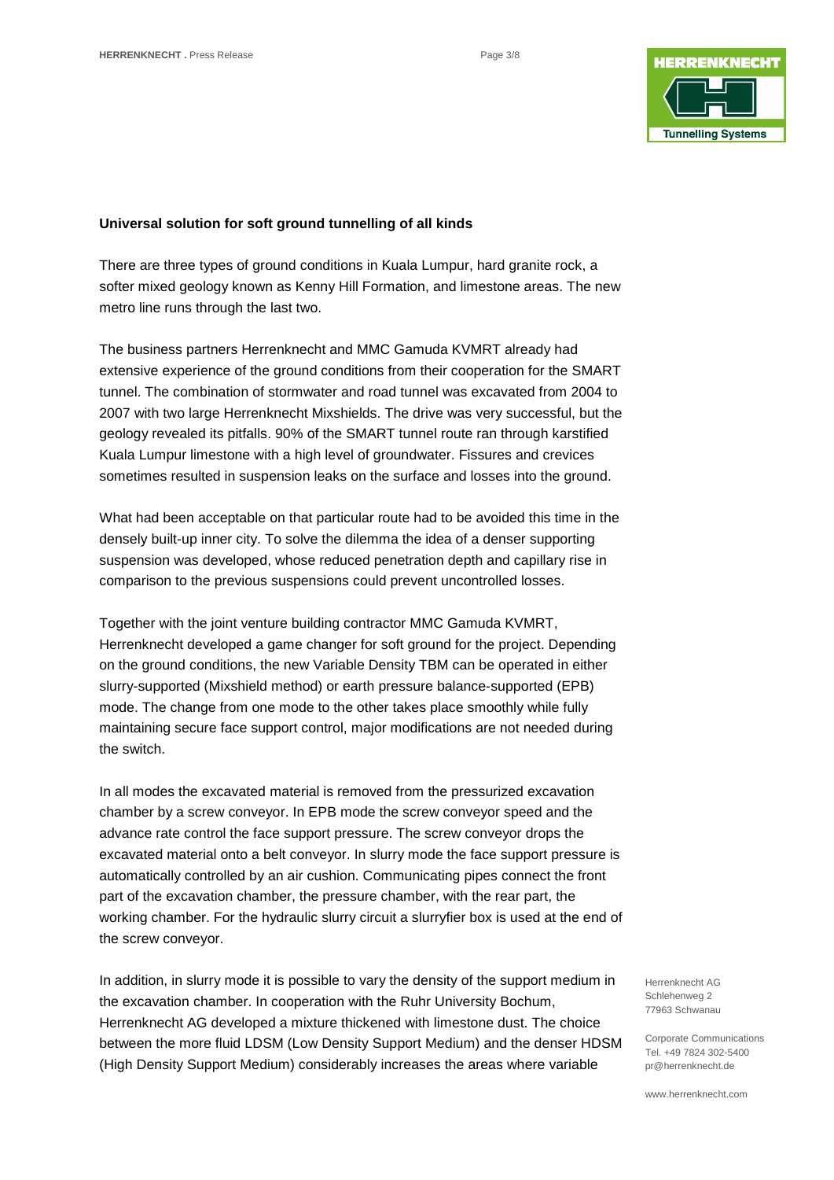**Universal solution for soft ground tunnelling of all kinds**

There are three types of ground conditions in Kuala Lumpur, hard granite rock, a softer mixed geology known as Kenny Hill Formation, and limestone areas. The new metro line runs through the last two.

The business partners Herrenknecht and MMC Gamuda KVMRT already had extensive experience of the ground conditions from their cooperation for the SMART tunnel. The combination of stormwater and road tunnel was excavated from 2004 to 2007 with two large Herrenknecht Mixshields. The drive was very successful, but the geology revealed its pitfalls. 90% of the SMART tunnel route ran through karstified Kuala Lumpur limestone with a high level of groundwater. Fissures and crevices sometimes resulted in suspension leaks on the surface and losses into the ground.

What had been acceptable on that particular route had to be avoided this time in the densely built-up inner city. To solve the dilemma the idea of a denser supporting suspension was developed, whose reduced penetration depth and capillary rise in comparison to the previous suspensions could prevent uncontrolled losses.

Together with the joint venture building contractor MMC Gamuda KVMRT, Herrenknecht developed a game changer for soft ground for the project. Depending on the ground conditions, the new Variable Density TBM can be operated in either slurry-supported (Mixshield method) or earth pressure balance-supported (EPB) mode. The change from one mode to the other takes place smoothly while fully maintaining secure face support control, major modifications are not needed during the switch.

In all modes the excavated material is removed from the pressurized excavation chamber by a screw conveyor. In EPB mode the screw conveyor speed and the advance rate control the face support pressure. The screw conveyor drops the excavated material onto a belt conveyor. In slurry mode the face support pressure is automatically controlled by an air cushion. Communicating pipes connect the front part of the excavation chamber, the pressure chamber, with the rear part, the working chamber. For the hydraulic slurry circuit a slurryfier box is used at the end of the screw conveyor.

In addition, in slurry mode it is possible to vary the density of the support medium in the excavation chamber. In cooperation with the Ruhr University Bochum, Herrenknecht AG developed a mixture thickened with limestone dust. The choice between the more fluid LDSM (Low Density Support Medium) and the denser HDSM (High Density Support Medium) considerably increases the areas where variable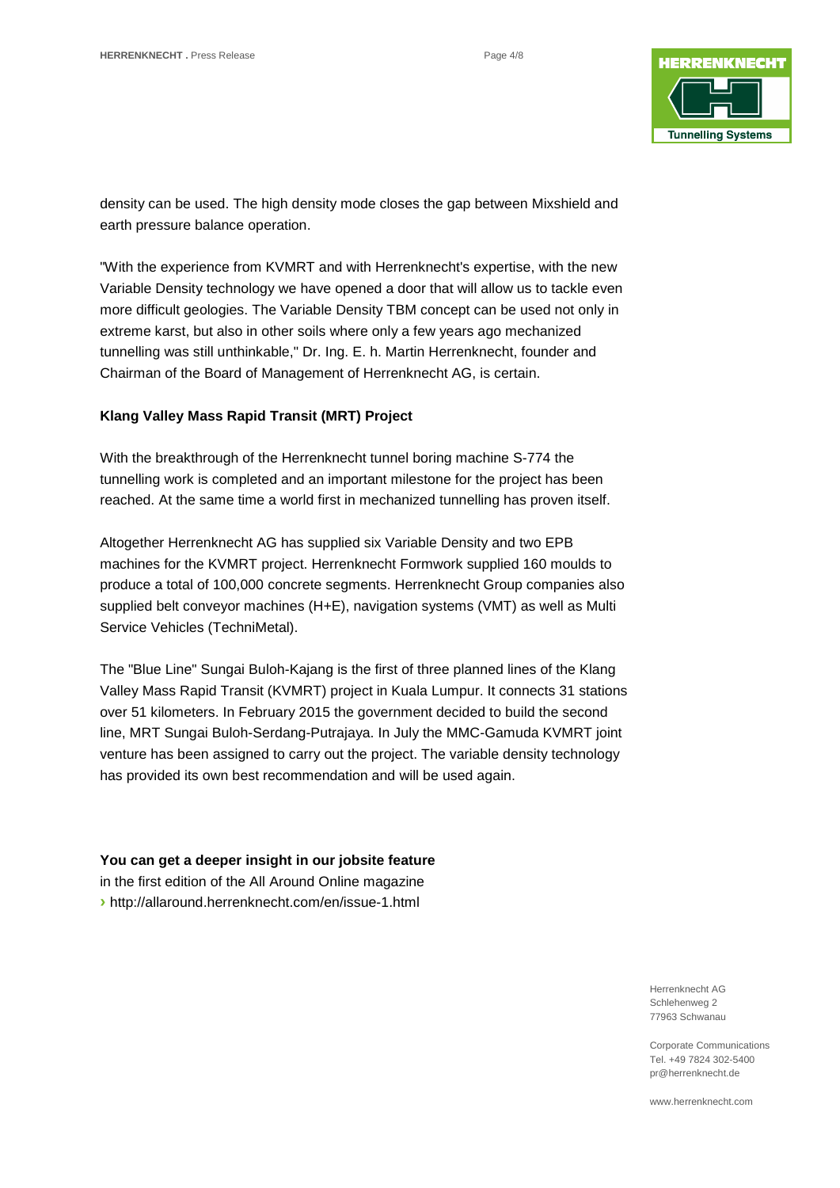density can be used. The high density mode closes the gap between Mixshield and earth pressure balance operation.

"With the experience from KVMRT and with Herrenknecht's expertise, with the new Variable Density technology we have opened a door that will allow us to tackle even more difficult geologies. The Variable Density TBM concept can be used not only in extreme karst, but also in other soils where only a few years ago mechanized tunnelling was still unthinkable," Dr. Ing. E. h. Martin Herrenknecht, founder and Chairman of the Board of Management of Herrenknecht AG, is certain.

**Klang Valley Mass Rapid Transit (MRT) Project**

With the breakthrough of the Herrenknecht tunnel boring machine S-774 the tunnelling work is completed and an important milestone for the project has been reached. At the same time a world first in mechanized tunnelling has proven itself.

Altogether Herrenknecht AG has supplied six Variable Density and two EPB machines for the KVMRT project. Herrenknecht Formwork supplied 160 moulds to produce a total of 100,000 concrete segments. Herrenknecht Group companies also supplied belt conveyor machines (H+E), navigation systems (VMT) as well as Multi Service Vehicles (TechniMetal).

The "Blue Line" Sungai Buloh-Kajang is the first of three planned lines of the Klang Valley Mass Rapid Transit (KVMRT) project in Kuala Lumpur. It connects 31 stations over 51 kilometers. In February 2015 the government decided to build the second line, MRT Sungai Buloh-Serdang-Putrajaya. In July the MMC-Gamuda KVMRT joint venture has been assigned to carry out the project. The variable density technology has provided its own best recommendation and will be used again.

**You can get a deeper insight in our jobsite feature**
in the first edition of the All Around Online magazine
› http://allaround.herrenknecht.com/en/issue-1.html

Herrenknecht AG
Schlehenweg 2
77963 Schwanau

Corporate Communications
Tel. +49 7824 302-5400
pr@herrenknecht.de

www.herrenknecht.com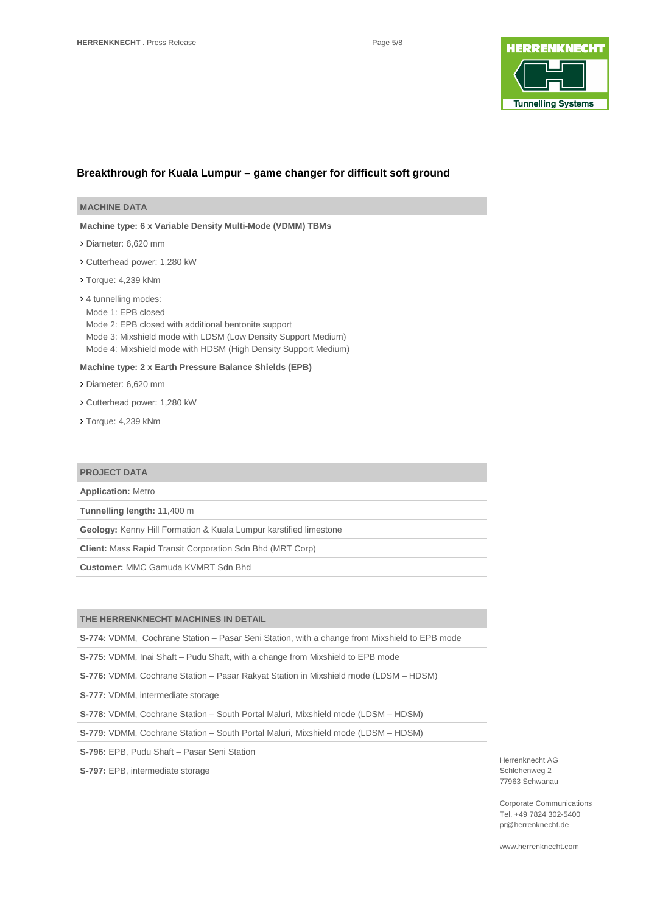## Breakthrough for Kuala Lumpur – game changer for difficult soft ground

### MACHINE DATA

**Machine type: 6 x Variable Density Multi-Mode (VDMM) TBMs**

- Diameter: 6,620 mm
- Cutterhead power: 1,280 kW
- Torque: 4,239 kNm
- 4 tunnelling modes:
  Mode 1: EPB closed
  Mode 2: EPB closed with additional bentonite support
  Mode 3: Mixshield mode with LDSM (Low Density Support Medium)
  Mode 4: Mixshield mode with HDSM (High Density Support Medium)

**Machine type: 2 x Earth Pressure Balance Shields (EPB)**

- Diameter: 6,620 mm
- Cutterhead power: 1,280 kW
- Torque: 4,239 kNm

### PROJECT DATA

**Application:** Metro

**Tunnelling length:** 11,400 m

**Geology:** Kenny Hill Formation & Kuala Lumpur karstified limestone

**Client:** Mass Rapid Transit Corporation Sdn Bhd (MRT Corp)

**Customer:** MMC Gamuda KVMRT Sdn Bhd

### THE HERRENKNECHT MACHINES IN DETAIL

**S-774:** VDMM, Cochrane Station – Pasar Seni Station, with a change from Mixshield to EPB mode

**S-775:** VDMM, Inai Shaft – Pudu Shaft, with a change from Mixshield to EPB mode

**S-776:** VDMM, Cochrane Station – Pasar Rakyat Station in Mixshield mode (LDSM – HDSM)

**S-777:** VDMM, intermediate storage

**S-778:** VDMM, Cochrane Station – South Portal Maluri, Mixshield mode (LDSM – HDSM)

**S-779:** VDMM, Cochrane Station – South Portal Maluri, Mixshield mode (LDSM – HDSM)

**S-796:** EPB, Pudu Shaft – Pasar Seni Station

**S-797:** EPB, intermediate storage

Herrenknecht AG
Schlehenweg 2
77963 Schwanau

Corporate Communications
Tel. +49 7824 302-5400
pr@herrenknecht.de

www.herrenknecht.com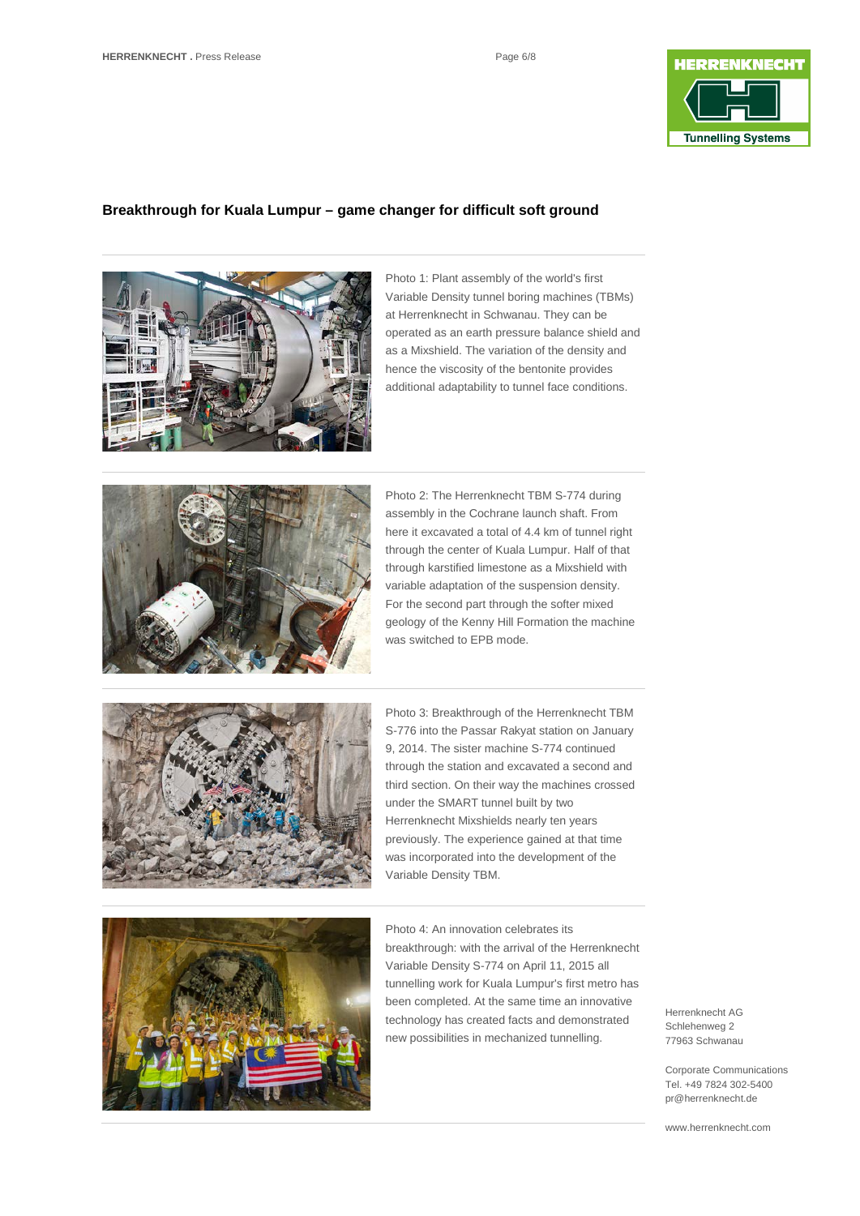## Breakthrough for Kuala Lumpur – game changer for difficult soft ground

Photo 1: Plant assembly of the world's first Variable Density tunnel boring machines (TBMs) at Herrenknecht in Schwanau. They can be operated as an earth pressure balance shield and as a Mixshield. The variation of the density and hence the viscosity of the bentonite provides additional adaptability to tunnel face conditions.

Photo 2: The Herrenknecht TBM S-774 during assembly in the Cochrane launch shaft. From here it excavated a total of 4.4 km of tunnel right through the center of Kuala Lumpur. Half of that through karstified limestone as a Mixshield with variable adaptation of the suspension density. For the second part through the softer mixed geology of the Kenny Hill Formation the machine was switched to EPB mode.

Photo 3: Breakthrough of the Herrenknecht TBM S-776 into the Passar Rakyat station on January 9, 2014. The sister machine S-774 continued through the station and excavated a second and third section. On their way the machines crossed under the SMART tunnel built by two Herrenknecht Mixshields nearly ten years previously. The experience gained at that time was incorporated into the development of the Variable Density TBM.

Photo 4: An innovation celebrates its breakthrough: with the arrival of the Herrenknecht Variable Density S-774 on April 11, 2015 all tunnelling work for Kuala Lumpur's first metro has been completed. At the same time an innovative technology has created facts and demonstrated new possibilities in mechanized tunnelling.

Herrenknecht AG
Schlehenweg 2
77963 Schwanau

Corporate Communications
Tel. +49 7824 302-5400
pr@herrenknecht.de

www.herrenknecht.com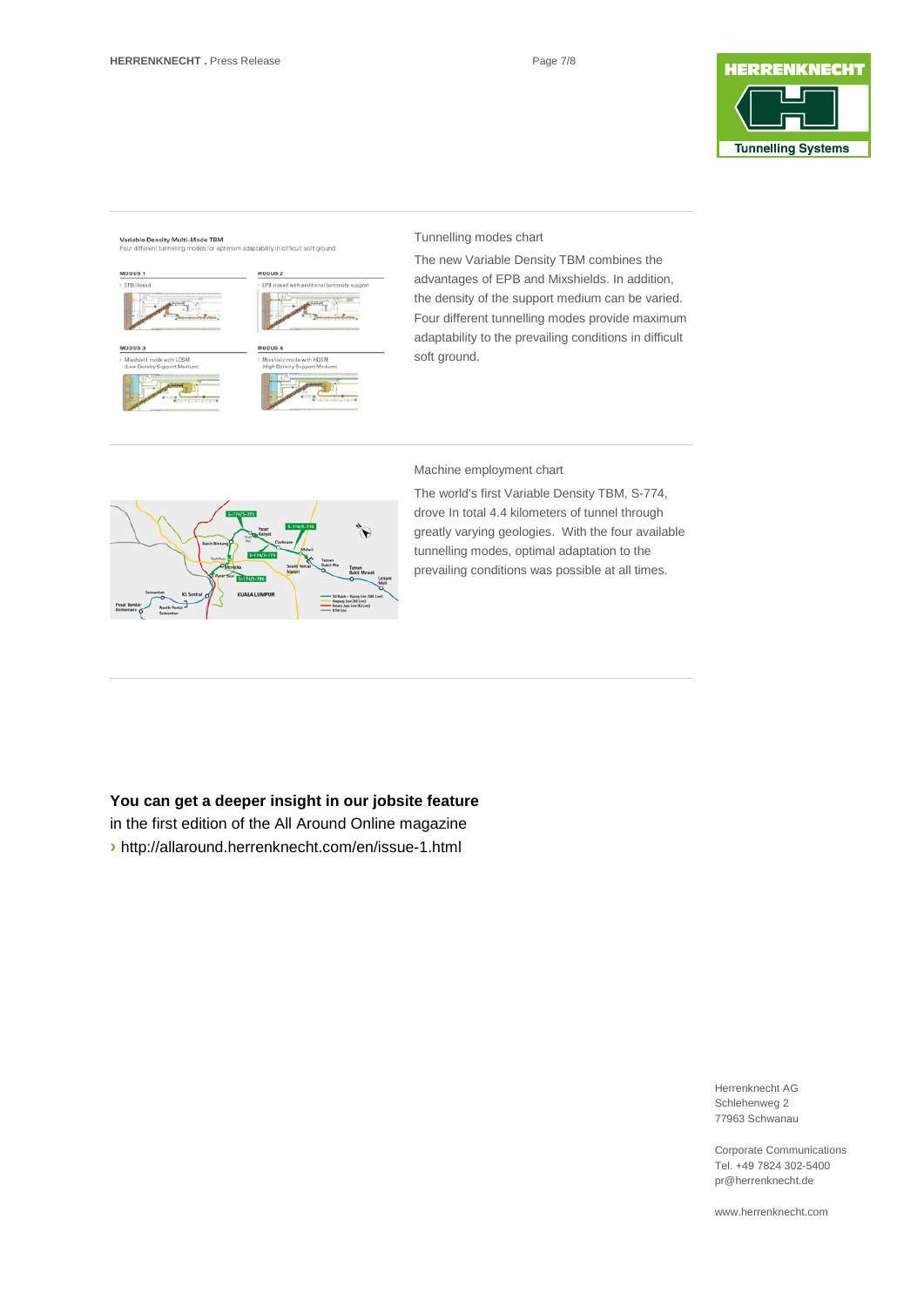Tunnelling modes chart

The new Variable Density TBM combines the advantages of EPB and Mixshields. In addition, the density of the support medium can be varied. Four different tunnelling modes provide maximum adaptability to the prevailing conditions in difficult soft ground.

Machine employment chart

The world's first Variable Density TBM, S-774, drove In total 4.4 kilometers of tunnel through greatly varying geologies. With the four available tunnelling modes, optimal adaptation to the prevailing conditions was possible at all times.

**You can get a deeper insight in our jobsite feature**
in the first edition of the All Around Online magazine
› http://allaround.herrenknecht.com/en/issue-1.html

Herrenknecht AG
Schlehenweg 2
77963 Schwanau

Corporate Communications
Tel. +49 7824 302-5400
pr@herrenknecht.de

www.herrenknecht.com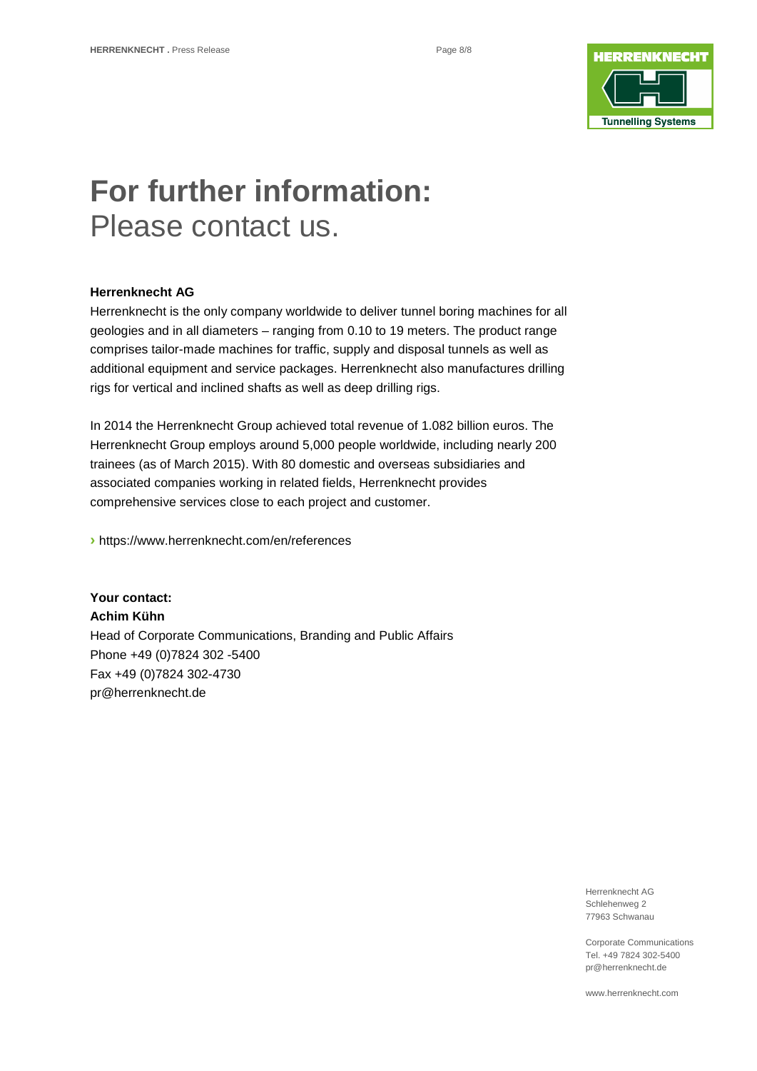# For further information:
Please contact us.

**Herrenknecht AG**

Herrenknecht is the only company worldwide to deliver tunnel boring machines for all geologies and in all diameters – ranging from 0.10 to 19 meters. The product range comprises tailor-made machines for traffic, supply and disposal tunnels as well as additional equipment and service packages. Herrenknecht also manufactures drilling rigs for vertical and inclined shafts as well as deep drilling rigs.

In 2014 the Herrenknecht Group achieved total revenue of 1.082 billion euros. The Herrenknecht Group employs around 5,000 people worldwide, including nearly 200 trainees (as of March 2015). With 80 domestic and overseas subsidiaries and associated companies working in related fields, Herrenknecht provides comprehensive services close to each project and customer.

› https://www.herrenknecht.com/en/references

**Your contact:**
**Achim Kühn**
Head of Corporate Communications, Branding and Public Affairs
Phone +49 (0)7824 302 -5400
Fax +49 (0)7824 302-4730
pr@herrenknecht.de

Herrenknecht AG
Schlehenweg 2
77963 Schwanau

Corporate Communications
Tel. +49 7824 302-5400
pr@herrenknecht.de

www.herrenknecht.com